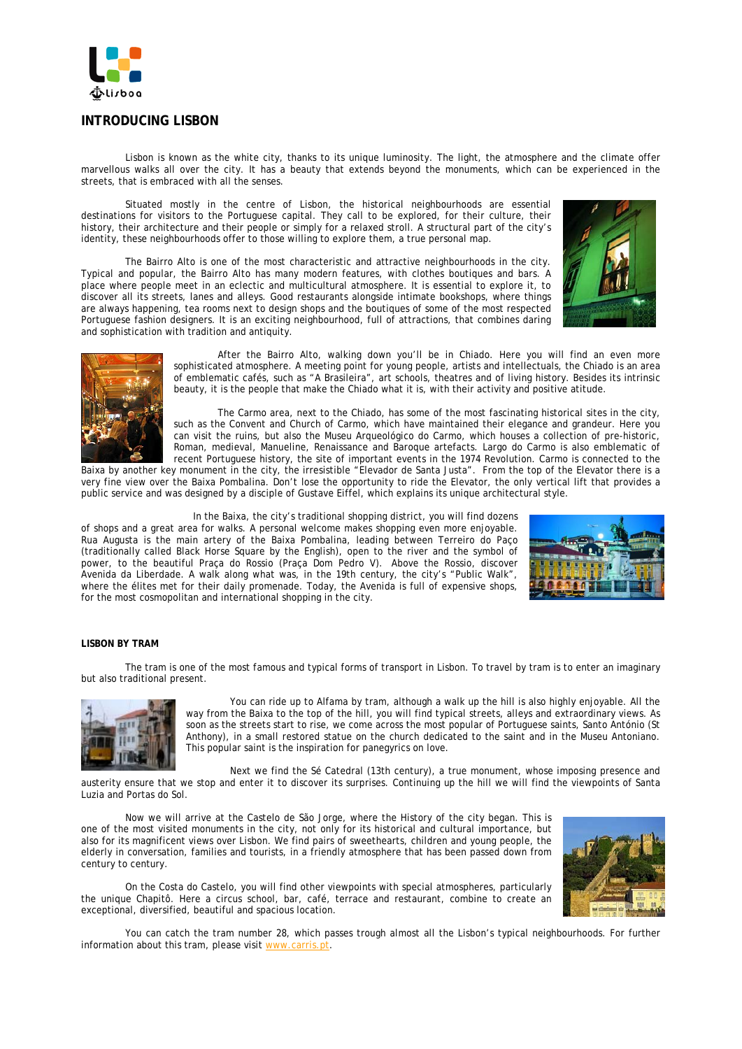# INTRODUCING LISBON

Lisbon is known as the white city, thanks to its unique luminosity. The light, the atmosphere and the climate offer marvellous walks all over the city. It has a beauty that extends beyond the monuments, which can be experienced in the streets, that is embraced with all the senses.

Situated mostly in the centre of Lisbon, the historical neighbourhoods are essential destinations for visitors to the Portuguese capital. They call to be explored, for their culture, their history, their architecture and their people or simply for a relaxed stroll. A structural part of the city's identity, these neighbourhoods offer to those willing to explore them, a true personal map.

The Bairro Alto is one of the most characteristic and attractive neighbourhoods in the city. Typical and popular, the Bairro Alto has many modern features, with clothes boutiques and bars. A place where people meet in an eclectic and multicultural atmosphere. It is essential to explore it, to discover all its streets, lanes and alleys. Good restaurants alongside intimate bookshops, where things are always happening, tea rooms next to design shops and the boutiques of some of the most respected Portuguese fashion designers. It is an exciting neighbourhood, full of attractions, that combines daring and sophistication with tradition and antiquity.

After the Bairro Alto, walking down you'll be in Chiado. Here you will find an even more sophisticated atmosphere. A meeting point for young people, artists and intellectuals, the Chiado is an area of emblematic cafés, such as "A Brasileira", art schools, theatres and of living history. Besides its intrinsic beauty, it is the people that make the Chiado what it is, with their activity and positive atitude.

The Carmo area, next to the Chiado, has some of the most fascinating historical sites in the city, such as the Convent and Church of Carmo, which have maintained their elegance and grandeur. Here you can visit the ruins, but also the Museu Arqueológico do Carmo, which houses a collection of pre-historic, Roman, medieval, Manueline, Renaissance and Baroque artefacts. Largo do Carmo is also emblematic of recent Portuguese history, the site of important events in the 1974 Revolution. Carmo is connected to the Baixa by another key monument in the city, the irresistible "Elevador de Santa Justa". From the top of the Elevator there is a very fine view over the Baixa Pombalina. Don't lose the opportunity to ride the Elevator, the only vertical lift that provides a public service and was designed by a disciple of Gustave Eiffel, which explains its unique architectural style.

In the Baixa, the city's traditional shopping district, you will find dozens of shops and a great area for walks. A personal welcome makes shopping even more enjoyable. Rua Augusta is the main artery of the Baixa Pombalina, leading between Terreiro do Paço (traditionally called Black Horse Square by the English), open to the river and the symbol of power, to the beautiful Praça do Rossio (Praça Dom Pedro V). Above the Rossio, discover Avenida da Liberdade. A walk along what was, in the 19th century, the city's "Public Walk", where the élites met for their daily promenade. Today, the Avenida is full of expensive shops, for the most cosmopolitan and international shopping in the city.

## LISBON BY TRAM

The tram is one of the most famous and typical forms of transport in Lisbon. To travel by tram is to enter an imaginary but also traditional present.

You can ride up to Alfama by tram, although a walk up the hill is also highly enjoyable. All the way from the Baixa to the top of the hill, you will find typical streets, alleys and extraordinary views. As soon as the streets start to rise, we come across the most popular of Portuguese saints, Santo António (St Anthony), in a small restored statue on the church dedicated to the saint and in the Museu Antoniano. This popular saint is the inspiration for panegyrics on love.

Next we find the Sé Catedral (13th century), a true monument, whose imposing presence and austerity ensure that we stop and enter it to discover its surprises. Continuing up the hill we will find the viewpoints of Santa Luzia and Portas do Sol.

Now we will arrive at the Castelo de São Jorge, where the History of the city began. This is one of the most visited monuments in the city, not only for its historical and cultural importance, but also for its magnificent views over Lisbon. We find pairs of sweethearts, children and young people, the elderly in conversation, families and tourists, in a friendly atmosphere that has been passed down from century to century.

On the Costa do Castelo, you will find other viewpoints with special atmospheres, particularly the unique Chapitô. Here a circus school, bar, café, terrace and restaurant, combine to create an exceptional, diversified, beautiful and spacious location.

You can catch the tram number 28, which passes trough almost all the Lisbon's typical neighbourhoods. For further information about this tram, please visit www.carris.pt.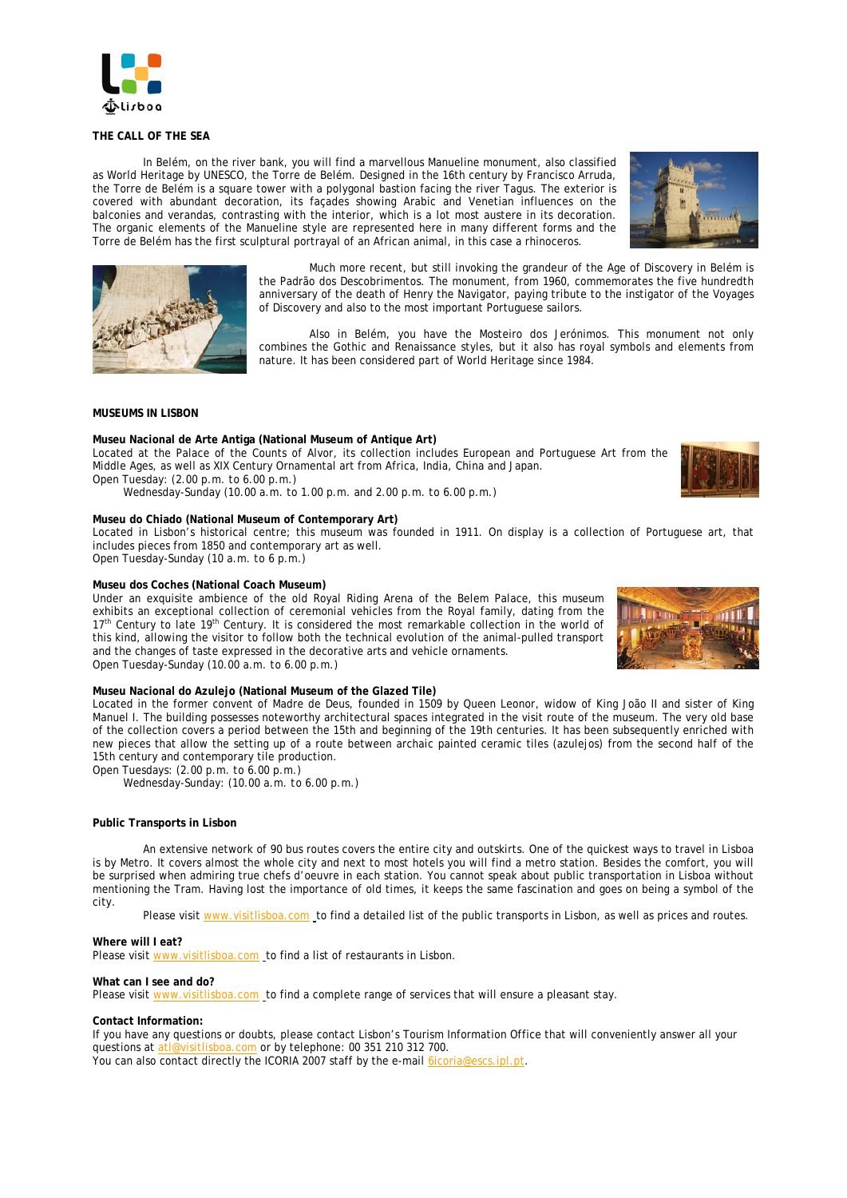## THE CALL OF THE SEA

In Belém, on the river bank, you will find a marvellous Manueline monument, also classified as World Heritage by UNESCO, the Torre de Belém. Designed in the 16th century by Francisco Arruda, the Torre de Belém is a square tower with a polygonal bastion facing the river Tagus. The exterior is covered with abundant decoration, its façades showing Arabic and Venetian influences on the balconies and verandas, contrasting with the interior, which is a lot most austere in its decoration. The organic elements of the Manueline style are represented here in many different forms and the Torre de Belém has the first sculptural portrayal of an African animal, in this case a rhinoceros.

Much more recent, but still invoking the grandeur of the Age of Discovery in Belém is the Padrão dos Descobrimentos. The monument, from 1960, commemorates the five hundredth anniversary of the death of Henry the Navigator, paying tribute to the instigator of the Voyages of Discovery and also to the most important Portuguese sailors.

Also in Belém, you have the Mosteiro dos Jerónimos. This monument not only combines the Gothic and Renaissance styles, but it also has royal symbols and elements from nature. It has been considered part of World Heritage since 1984.

## MUSEUMS IN LISBON

**Museu Nacional de Arte Antiga (National Museum of Antique Art)**
Located at the Palace of the Counts of Alvor, its collection includes European and Portuguese Art from the Middle Ages, as well as XIX Century Ornamental art from Africa, India, China and Japan.
Open Tuesday: (2.00 p.m. to 6.00 p.m.)
Wednesday-Sunday (10.00 a.m. to 1.00 p.m. and 2.00 p.m. to 6.00 p.m.)

**Museu do Chiado (National Museum of Contemporary Art)**
Located in Lisbon's historical centre; this museum was founded in 1911. On display is a collection of Portuguese art, that includes pieces from 1850 and contemporary art as well.
Open Tuesday-Sunday (10 a.m. to 6 p.m.)

**Museu dos Coches (National Coach Museum)**
Under an exquisite ambience of the old Royal Riding Arena of the Belem Palace, this museum exhibits an exceptional collection of ceremonial vehicles from the Royal family, dating from the 17th Century to late 19th Century. It is considered the most remarkable collection in the world of this kind, allowing the visitor to follow both the technical evolution of the animal-pulled transport and the changes of taste expressed in the decorative arts and vehicle ornaments.
Open Tuesday-Sunday (10.00 a.m. to 6.00 p.m.)

**Museu Nacional do Azulejo (National Museum of the Glazed Tile)**
Located in the former convent of Madre de Deus, founded in 1509 by Queen Leonor, widow of King João II and sister of King Manuel I. The building possesses noteworthy architectural spaces integrated in the visit route of the museum. The very old base of the collection covers a period between the 15th and beginning of the 19th centuries. It has been subsequently enriched with new pieces that allow the setting up of a route between archaic painted ceramic tiles (azulejos) from the second half of the 15th century and contemporary tile production.
Open Tuesdays: (2.00 p.m. to 6.00 p.m.)
Wednesday-Sunday: (10.00 a.m. to 6.00 p.m.)

### Public Transports in Lisbon

An extensive network of 90 bus routes covers the entire city and outskirts. One of the quickest ways to travel in Lisboa is by Metro. It covers almost the whole city and next to most hotels you will find a metro station. Besides the comfort, you will be surprised when admiring true chefs d'oeuvre in each station. You cannot speak about public transportation in Lisboa without mentioning the Tram. Having lost the importance of old times, it keeps the same fascination and goes on being a symbol of the city.

Please visit www.visitlisboa.com to find a detailed list of the public transports in Lisbon, as well as prices and routes.

**Where will I eat?**
Please visit www.visitlisboa.com to find a list of restaurants in Lisbon.

**What can I see and do?**
Please visit www.visitlisboa.com to find a complete range of services that will ensure a pleasant stay.

**Contact Information:**
If you have any questions or doubts, please contact Lisbon's Tourism Information Office that will conveniently answer all your questions at atl@visitlisboa.com or by telephone: 00 351 210 312 700.
You can also contact directly the ICORIA 2007 staff by the e-mail 6icoria@escs.ipl.pt.